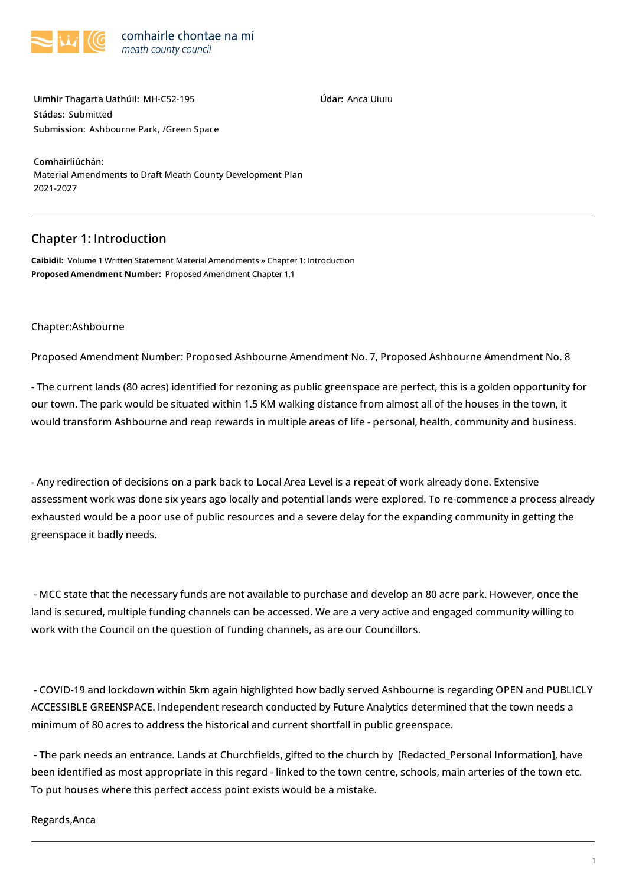comhairle chontae na mí
*meath county council*

**Uimhir Thagarta Uathúil:** MH-C52-195

**Údar:** Anca Uiuiu

**Stádas:** Submitted

**Submission:** Ashbourne Park, /Green Space

**Comhairliúchán:**
Material Amendments to Draft Meath County Development Plan 2021-2027

## Chapter 1: Introduction

**Caibidil:** Volume 1 Written Statement Material Amendments » Chapter 1: Introduction
**Proposed Amendment Number:** Proposed Amendment Chapter 1.1

Chapter:Ashbourne

Proposed Amendment Number: Proposed Ashbourne Amendment No. 7, Proposed Ashbourne Amendment No. 8

- The current lands (80 acres) identified for rezoning as public greenspace are perfect, this is a golden opportunity for our town. The park would be situated within 1.5 KM walking distance from almost all of the houses in the town, it would transform Ashbourne and reap rewards in multiple areas of life - personal, health, community and business.

- Any redirection of decisions on a park back to Local Area Level is a repeat of work already done. Extensive assessment work was done six years ago locally and potential lands were explored. To re-commence a process already exhausted would be a poor use of public resources and a severe delay for the expanding community in getting the greenspace it badly needs.

- MCC state that the necessary funds are not available to purchase and develop an 80 acre park. However, once the land is secured, multiple funding channels can be accessed. We are a very active and engaged community willing to work with the Council on the question of funding channels, as are our Councillors.

- COVID-19 and lockdown within 5km again highlighted how badly served Ashbourne is regarding OPEN and PUBLICLY ACCESSIBLE GREENSPACE. Independent research conducted by Future Analytics determined that the town needs a minimum of 80 acres to address the historical and current shortfall in public greenspace.

- The park needs an entrance. Lands at Churchfields, gifted to the church by [Redacted_Personal Information], have been identified as most appropriate in this regard - linked to the town centre, schools, main arteries of the town etc. To put houses where this perfect access point exists would be a mistake.

Regards,Anca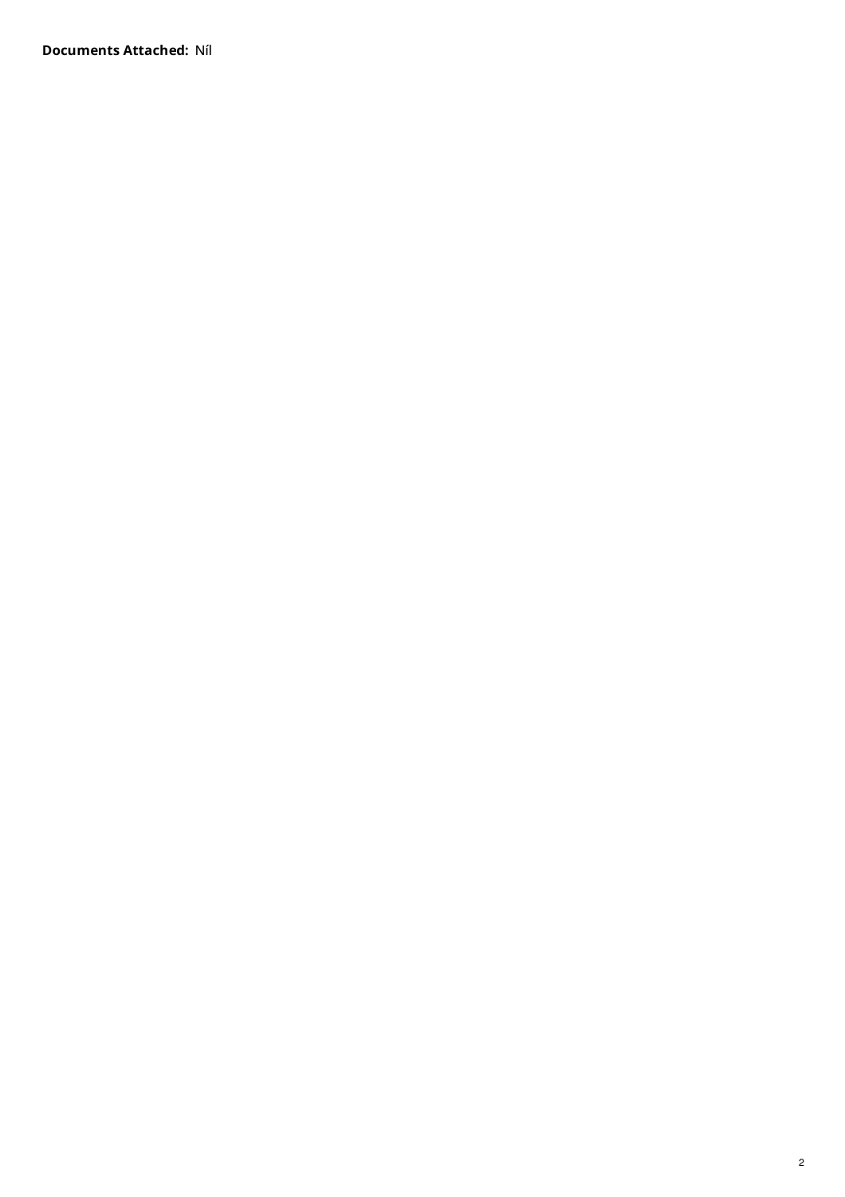**Documents Attached:** Níl